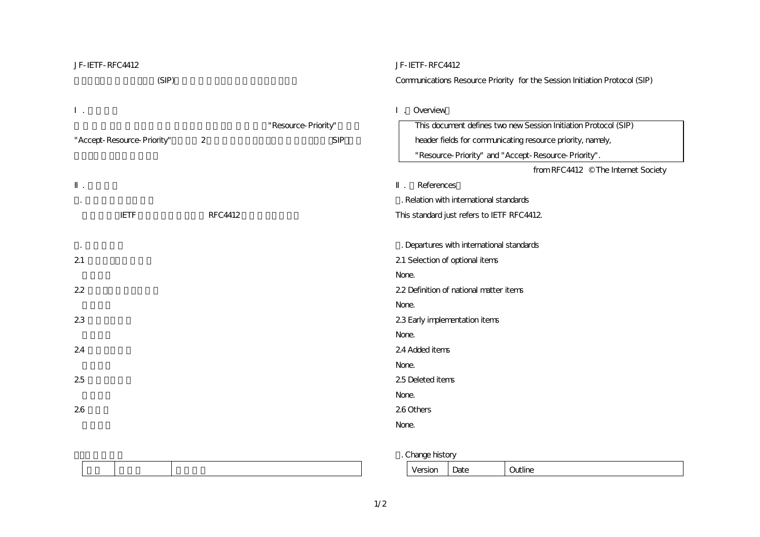JF-IETF-RFC4412

# Communications Resource Priority for the Session Initiation Protocol (SIP)

## I . Overview

> This document defines two new Session Initiation Protocol (SIP) header fields for communicating resource priority, namely, "Resource-Priority" and "Accept-Resource-Priority".

from RFC4412 © The Internet Society

## II . References

### . Relation with international standards

This standard just refers to IETF RFC4412.

### . Departures with international standards

2.1 Selection of optional items

None.

2.2 Definition of national matter items

None.

2.3 Early implementation items

None.

2.4 Added items

None.

2.5 Deleted items

None.

2.6 Others

None.

### . Change history

| Version | Date | Outline |
|---|---|---|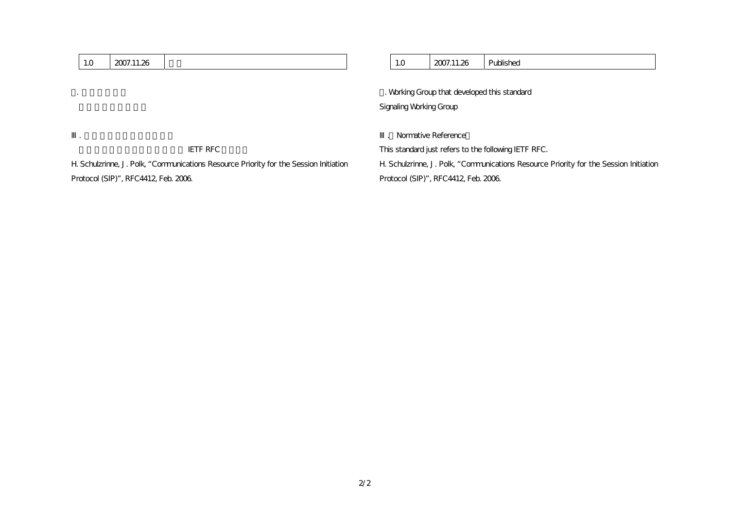| | | |
|---|---|---|
| 1.0 | 2007.11.26 | |

Ⅲ.

IETF RFC

H. Schulzrinne, J. Polk, "Communications Resource Priority for the Session Initiation Protocol (SIP)", RFC4412, Feb. 2006.

| | | |
|---|---|---|
| 1.0 | 2007.11.26 | Published |

. Working Group that developed this standard

Signaling Working Group

Ⅲ. Normative Reference

This standard just refers to the following IETF RFC.

H. Schulzrinne, J. Polk, "Communications Resource Priority for the Session Initiation Protocol (SIP)", RFC4412, Feb. 2006.